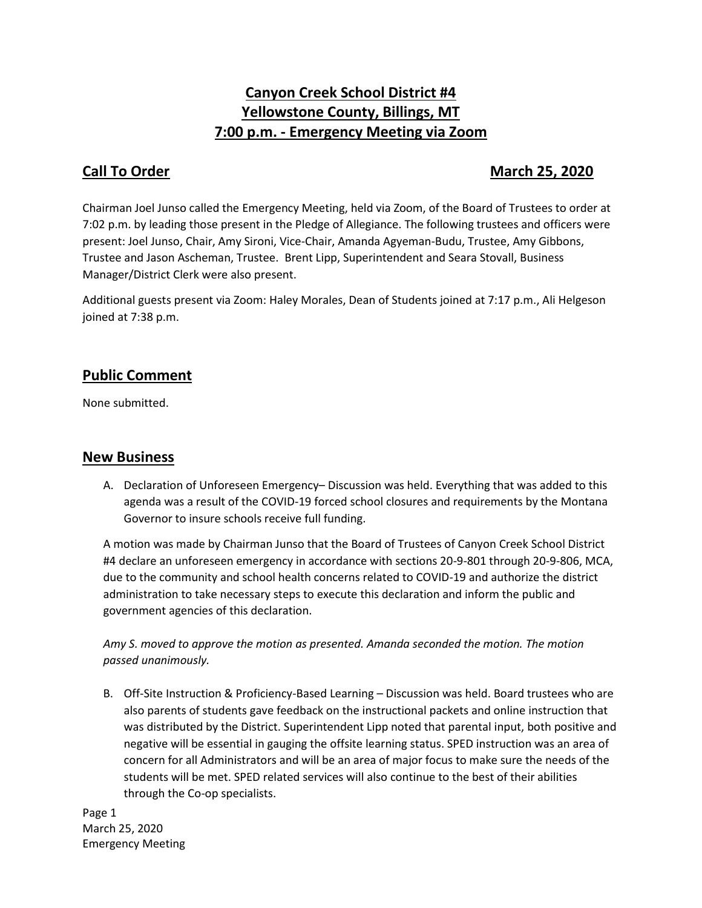# Canyon Creek School District #4
# Yellowstone County, Billings, MT
# 7:00 p.m. - Emergency Meeting via Zoom

## Call To Order — March 25, 2020

Chairman Joel Junso called the Emergency Meeting, held via Zoom, of the Board of Trustees to order at 7:02 p.m. by leading those present in the Pledge of Allegiance. The following trustees and officers were present: Joel Junso, Chair, Amy Sironi, Vice-Chair, Amanda Agyeman-Budu, Trustee, Amy Gibbons, Trustee and Jason Ascheman, Trustee. Brent Lipp, Superintendent and Seara Stovall, Business Manager/District Clerk were also present.

Additional guests present via Zoom: Haley Morales, Dean of Students joined at 7:17 p.m., Ali Helgeson joined at 7:38 p.m.

## Public Comment

None submitted.

## New Business

A. Declaration of Unforeseen Emergency– Discussion was held. Everything that was added to this agenda was a result of the COVID-19 forced school closures and requirements by the Montana Governor to insure schools receive full funding.

A motion was made by Chairman Junso that the Board of Trustees of Canyon Creek School District #4 declare an unforeseen emergency in accordance with sections 20-9-801 through 20-9-806, MCA, due to the community and school health concerns related to COVID-19 and authorize the district administration to take necessary steps to execute this declaration and inform the public and government agencies of this declaration.

*Amy S. moved to approve the motion as presented. Amanda seconded the motion. The motion passed unanimously.*

B. Off-Site Instruction & Proficiency-Based Learning – Discussion was held. Board trustees who are also parents of students gave feedback on the instructional packets and online instruction that was distributed by the District. Superintendent Lipp noted that parental input, both positive and negative will be essential in gauging the offsite learning status. SPED instruction was an area of concern for all Administrators and will be an area of major focus to make sure the needs of the students will be met. SPED related services will also continue to the best of their abilities through the Co-op specialists.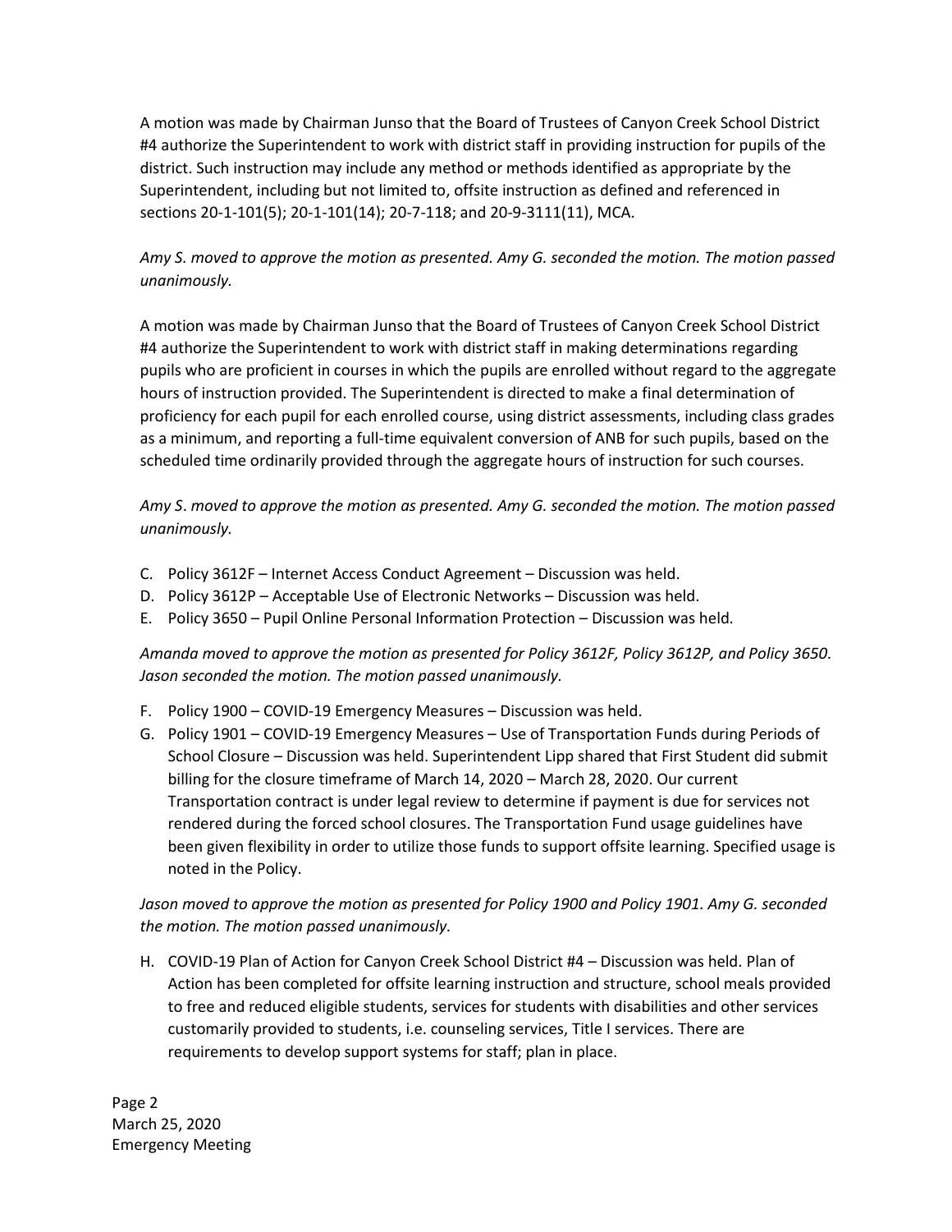A motion was made by Chairman Junso that the Board of Trustees of Canyon Creek School District #4 authorize the Superintendent to work with district staff in providing instruction for pupils of the district. Such instruction may include any method or methods identified as appropriate by the Superintendent, including but not limited to, offsite instruction as defined and referenced in sections 20-1-101(5); 20-1-101(14); 20-7-118; and 20-9-3111(11), MCA.

*Amy S. moved to approve the motion as presented. Amy G. seconded the motion. The motion passed unanimously.*

A motion was made by Chairman Junso that the Board of Trustees of Canyon Creek School District #4 authorize the Superintendent to work with district staff in making determinations regarding pupils who are proficient in courses in which the pupils are enrolled without regard to the aggregate hours of instruction provided. The Superintendent is directed to make a final determination of proficiency for each pupil for each enrolled course, using district assessments, including class grades as a minimum, and reporting a full-time equivalent conversion of ANB for such pupils, based on the scheduled time ordinarily provided through the aggregate hours of instruction for such courses.

*Amy S. moved to approve the motion as presented. Amy G. seconded the motion. The motion passed unanimously.*

C. Policy 3612F – Internet Access Conduct Agreement – Discussion was held.
D. Policy 3612P – Acceptable Use of Electronic Networks – Discussion was held.
E. Policy 3650 – Pupil Online Personal Information Protection – Discussion was held.

*Amanda moved to approve the motion as presented for Policy 3612F, Policy 3612P, and Policy 3650. Jason seconded the motion. The motion passed unanimously.*

F. Policy 1900 – COVID-19 Emergency Measures – Discussion was held.
G. Policy 1901 – COVID-19 Emergency Measures – Use of Transportation Funds during Periods of School Closure – Discussion was held. Superintendent Lipp shared that First Student did submit billing for the closure timeframe of March 14, 2020 – March 28, 2020. Our current Transportation contract is under legal review to determine if payment is due for services not rendered during the forced school closures. The Transportation Fund usage guidelines have been given flexibility in order to utilize those funds to support offsite learning. Specified usage is noted in the Policy.

*Jason moved to approve the motion as presented for Policy 1900 and Policy 1901. Amy G. seconded the motion. The motion passed unanimously.*

H. COVID-19 Plan of Action for Canyon Creek School District #4 – Discussion was held. Plan of Action has been completed for offsite learning instruction and structure, school meals provided to free and reduced eligible students, services for students with disabilities and other services customarily provided to students, i.e. counseling services, Title I services. There are requirements to develop support systems for staff; plan in place.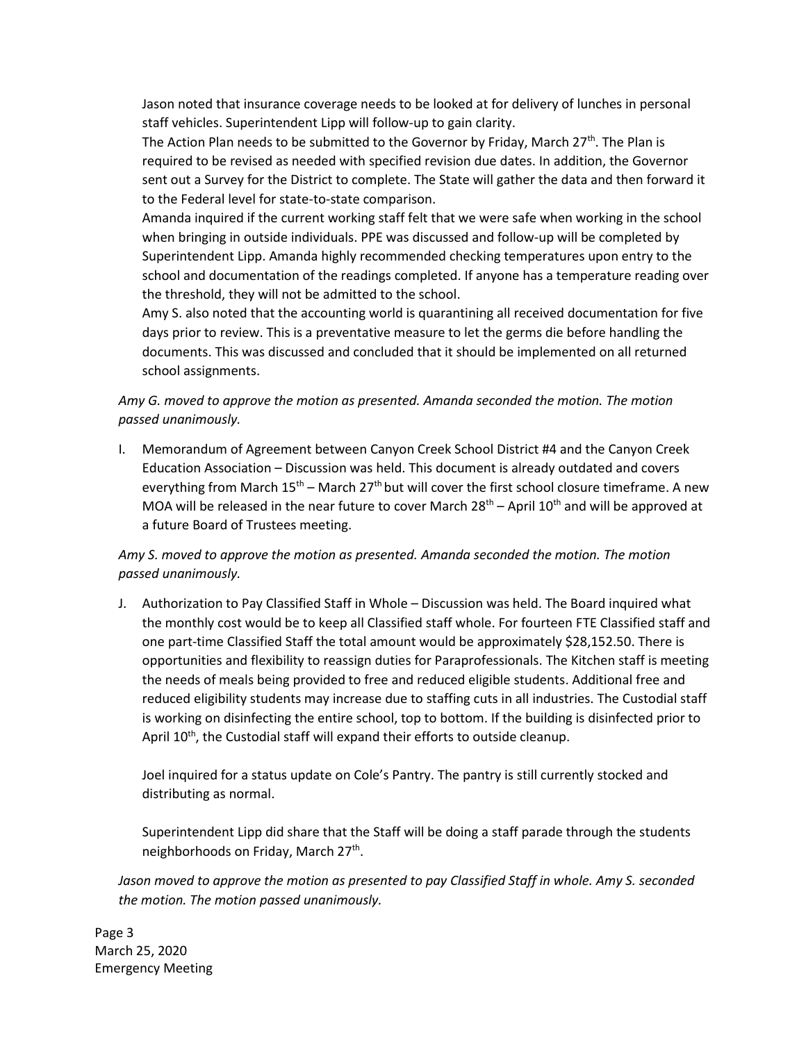Jason noted that insurance coverage needs to be looked at for delivery of lunches in personal staff vehicles. Superintendent Lipp will follow-up to gain clarity.

The Action Plan needs to be submitted to the Governor by Friday, March 27th. The Plan is required to be revised as needed with specified revision due dates. In addition, the Governor sent out a Survey for the District to complete. The State will gather the data and then forward it to the Federal level for state-to-state comparison.

Amanda inquired if the current working staff felt that we were safe when working in the school when bringing in outside individuals. PPE was discussed and follow-up will be completed by Superintendent Lipp. Amanda highly recommended checking temperatures upon entry to the school and documentation of the readings completed. If anyone has a temperature reading over the threshold, they will not be admitted to the school.

Amy S. also noted that the accounting world is quarantining all received documentation for five days prior to review. This is a preventative measure to let the germs die before handling the documents. This was discussed and concluded that it should be implemented on all returned school assignments.

*Amy G. moved to approve the motion as presented. Amanda seconded the motion. The motion passed unanimously.*

I. Memorandum of Agreement between Canyon Creek School District #4 and the Canyon Creek Education Association – Discussion was held. This document is already outdated and covers everything from March 15th – March 27th but will cover the first school closure timeframe. A new MOA will be released in the near future to cover March 28th – April 10th and will be approved at a future Board of Trustees meeting.

*Amy S. moved to approve the motion as presented. Amanda seconded the motion. The motion passed unanimously.*

J. Authorization to Pay Classified Staff in Whole – Discussion was held. The Board inquired what the monthly cost would be to keep all Classified staff whole. For fourteen FTE Classified staff and one part-time Classified Staff the total amount would be approximately $28,152.50. There is opportunities and flexibility to reassign duties for Paraprofessionals. The Kitchen staff is meeting the needs of meals being provided to free and reduced eligible students. Additional free and reduced eligibility students may increase due to staffing cuts in all industries. The Custodial staff is working on disinfecting the entire school, top to bottom. If the building is disinfected prior to April 10th, the Custodial staff will expand their efforts to outside cleanup.

   Joel inquired for a status update on Cole's Pantry. The pantry is still currently stocked and distributing as normal.

   Superintendent Lipp did share that the Staff will be doing a staff parade through the students neighborhoods on Friday, March 27th.

*Jason moved to approve the motion as presented to pay Classified Staff in whole. Amy S. seconded the motion. The motion passed unanimously.*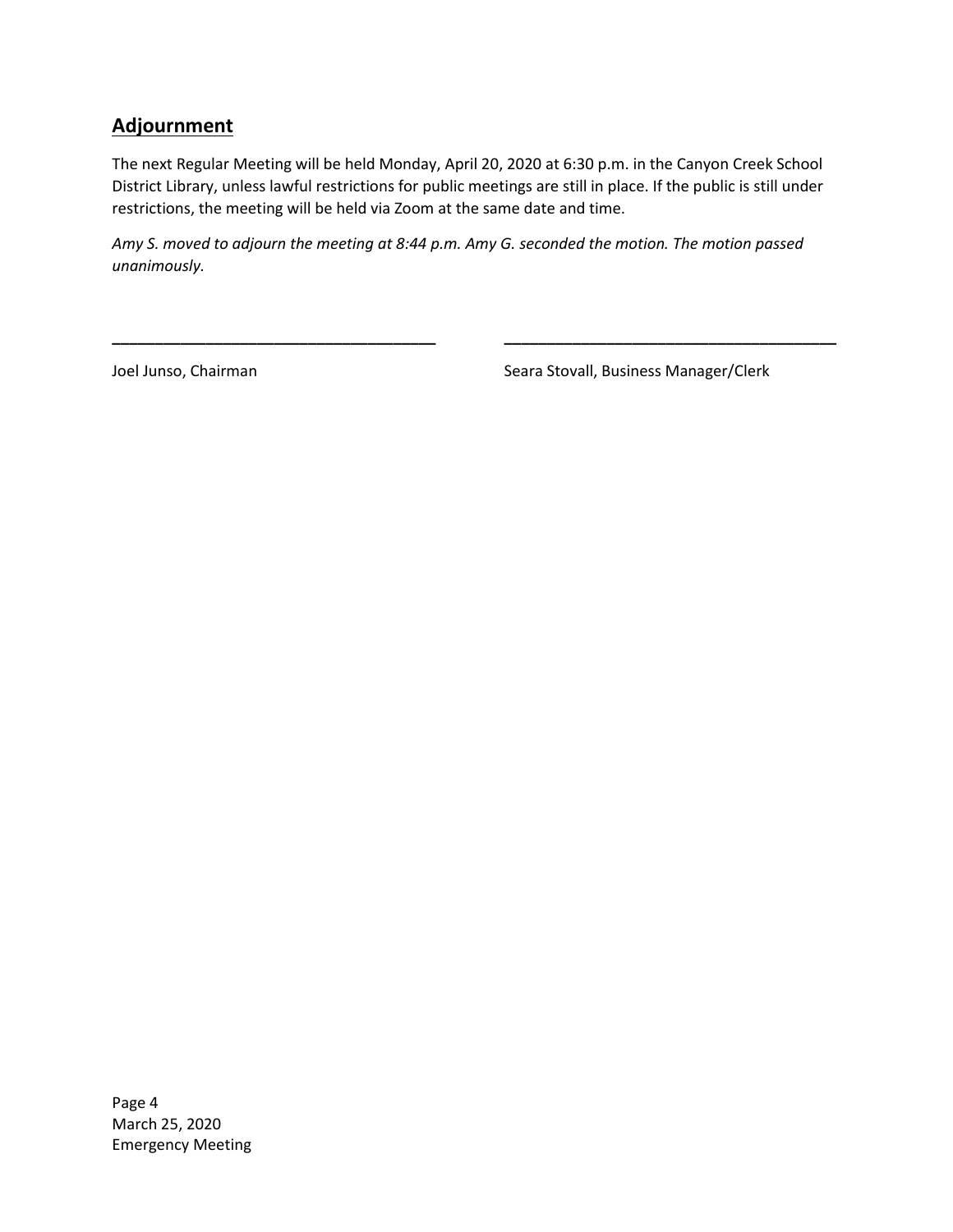## Adjournment

The next Regular Meeting will be held Monday, April 20, 2020 at 6:30 p.m. in the Canyon Creek School District Library, unless lawful restrictions for public meetings are still in place. If the public is still under restrictions, the meeting will be held via Zoom at the same date and time.

*Amy S. moved to adjourn the meeting at 8:44 p.m. Amy G. seconded the motion. The motion passed unanimously.*

\_\_\_\_\_\_\_\_\_\_\_\_\_\_\_\_\_\_\_\_\_\_\_\_\_\_\_\_\_\_\_\_\_\_\_\_ \_\_\_\_\_\_\_\_\_\_\_\_\_\_\_\_\_\_\_\_\_\_\_\_\_\_\_\_\_\_\_\_\_\_\_\_

Joel Junso, Chairman

Seara Stovall, Business Manager/Clerk

March 25, 2020
Emergency Meeting